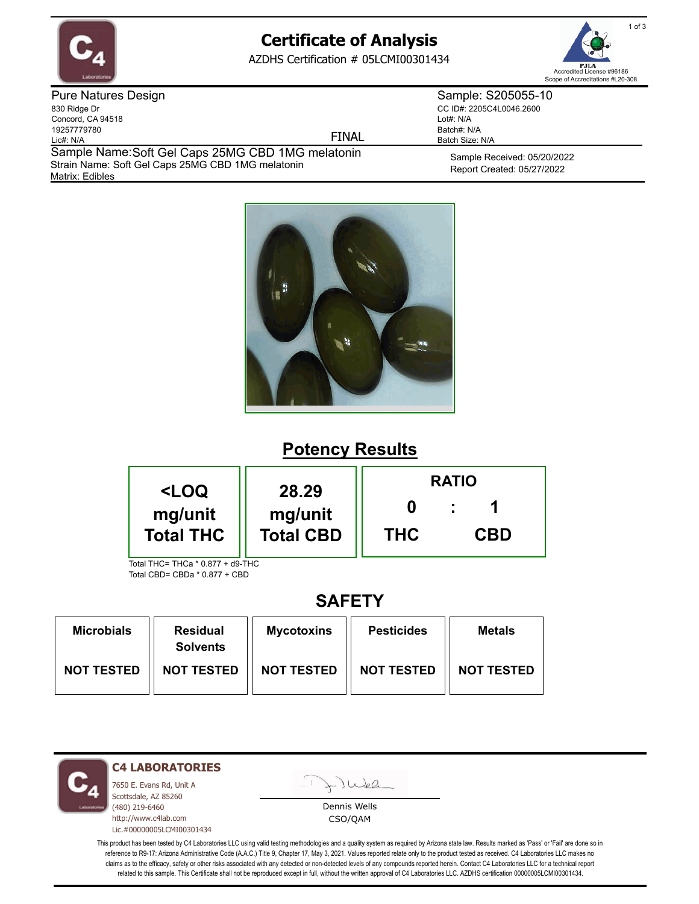# Certificate of Analysis

AZDHS Certification # 05LCMI00301434

Accredited License #96186
Scope of Accreditations #L20-308

**Pure Natures Design**
830 Ridge Dr
Concord, CA 94518
19257779780
Lic#: N/A

FINAL

**Sample: S205055-10**
CC ID#: 2205C4L0046.2600
Lot#: N/A
Batch#: N/A
Batch Size: N/A

Sample Name: Soft Gel Caps 25MG CBD 1MG melatonin
Strain Name: Soft Gel Caps 25MG CBD 1MG melatonin
Matrix: Edibles

Sample Received: 05/20/2022
Report Created: 05/27/2022

## Potency Results

| <LOQ mg/unit Total THC | 28.29 mg/unit Total CBD | RATIO 0 : 1 THC : CBD |
|---|---|---|

Total THC= THCa * 0.877 + d9-THC
Total CBD= CBDa * 0.877 + CBD

## SAFETY

| Microbials | Residual Solvents | Mycotoxins | Pesticides | Metals |
|---|---|---|---|---|
| NOT TESTED | NOT TESTED | NOT TESTED | NOT TESTED | NOT TESTED |

**C4 LABORATORIES**
7650 E. Evans Rd, Unit A
Scottsdale, AZ 85260
(480) 219-6460
http://www.c4lab.com
Lic.#00000005LCMI00301434

Dennis Wells
CSO/QAM

This product has been tested by C4 Laboratories LLC using valid testing methodologies and a quality system as required by Arizona state law. Results marked as 'Pass' or 'Fail' are done so in reference to R9-17: Arizona Administrative Code (A.A.C.) Title 9, Chapter 17, May 3, 2021. Values reported relate only to the product tested as received. C4 Laboratories LLC makes no claims as to the efficacy, safety or other risks associated with any detected or non-detected levels of any compounds reported herein. Contact C4 Laboratories LLC for a technical report related to this sample. This Certificate shall not be reproduced except in full, without the written approval of C4 Laboratories LLC. AZDHS certification 00000005LCMI00301434.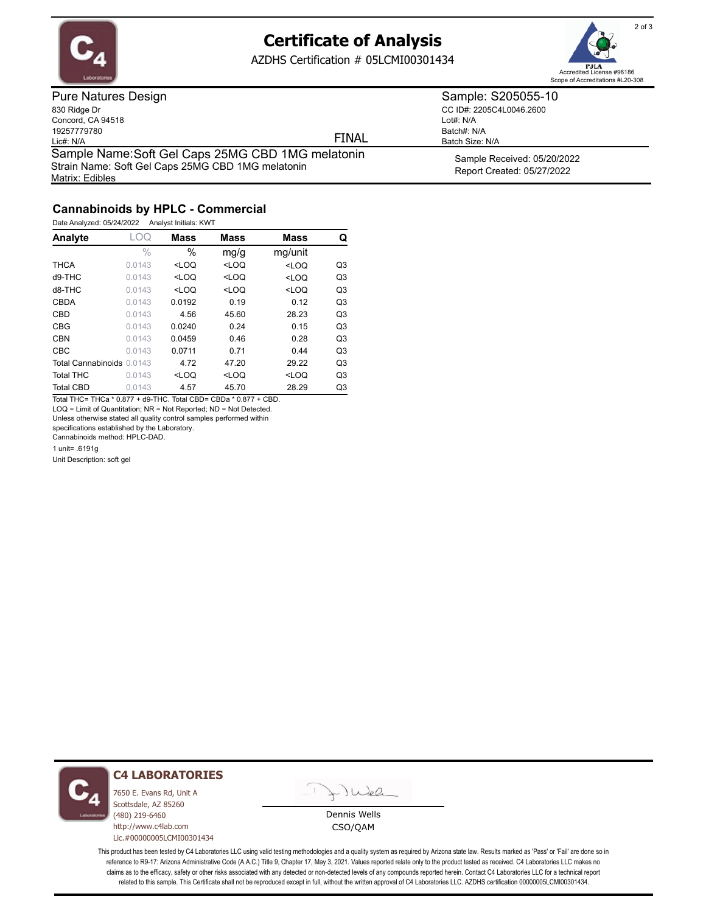# Certificate of Analysis

AZDHS Certification # 05LCMI00301434

PJLA Accredited License #96186
Scope of Accreditations #L20-308

**Pure Natures Design**
830 Ridge Dr
Concord, CA 94518
19257779780
Lic#: N/A

FINAL

**Sample: S205055-10**
CC ID#: 2205C4L0046.2600
Lot#: N/A
Batch#: N/A
Batch Size: N/A

Sample Name:Soft Gel Caps 25MG CBD 1MG melatonin
Strain Name: Soft Gel Caps 25MG CBD 1MG melatonin
Matrix: Edibles

Sample Received: 05/20/2022
Report Created: 05/27/2022

## Cannabinoids by HPLC - Commercial

Date Analyzed: 05/24/2022 Analyst Initials: KWT

| Analyte | LOQ | Mass | Mass | Mass | Q |
|---|---|---|---|---|---|
| | % | % | mg/g | mg/unit | |
| THCA | 0.0143 | <LOQ | <LOQ | <LOQ | Q3 |
| d9-THC | 0.0143 | <LOQ | <LOQ | <LOQ | Q3 |
| d8-THC | 0.0143 | <LOQ | <LOQ | <LOQ | Q3 |
| CBDA | 0.0143 | 0.0192 | 0.19 | 0.12 | Q3 |
| CBD | 0.0143 | 4.56 | 45.60 | 28.23 | Q3 |
| CBG | 0.0143 | 0.0240 | 0.24 | 0.15 | Q3 |
| CBN | 0.0143 | 0.0459 | 0.46 | 0.28 | Q3 |
| CBC | 0.0143 | 0.0711 | 0.71 | 0.44 | Q3 |
| Total Cannabinoids | 0.0143 | 4.72 | 47.20 | 29.22 | Q3 |
| Total THC | 0.0143 | <LOQ | <LOQ | <LOQ | Q3 |
| Total CBD | 0.0143 | 4.57 | 45.70 | 28.29 | Q3 |

Total THC= THCa * 0.877 + d9-THC. Total CBD= CBDa * 0.877 + CBD.
LOQ = Limit of Quantitation; NR = Not Reported; ND = Not Detected.
Unless otherwise stated all quality control samples performed within specifications established by the Laboratory.
Cannabinoids method: HPLC-DAD.

1 unit= .6191g

Unit Description: soft gel

**C4 LABORATORIES**
7650 E. Evans Rd, Unit A
Scottsdale, AZ 85260
(480) 219-6460
http://www.c4lab.com
Lic.#00000005LCMI00301434

Dennis Wells
CSO/QAM

This product has been tested by C4 Laboratories LLC using valid testing methodologies and a quality system as required by Arizona state law. Results marked as 'Pass' or 'Fail' are done so in reference to R9-17: Arizona Administrative Code (A.A.C.) Title 9, Chapter 17, May 3, 2021. Values reported relate only to the product tested as received. C4 Laboratories LLC makes no claims as to the efficacy, safety or other risks associated with any detected or non-detected levels of any compounds reported herein. Contact C4 Laboratories LLC for a technical report related to this sample. This Certificate shall not be reproduced except in full, without the written approval of C4 Laboratories LLC. AZDHS certification 00000005LCMI00301434.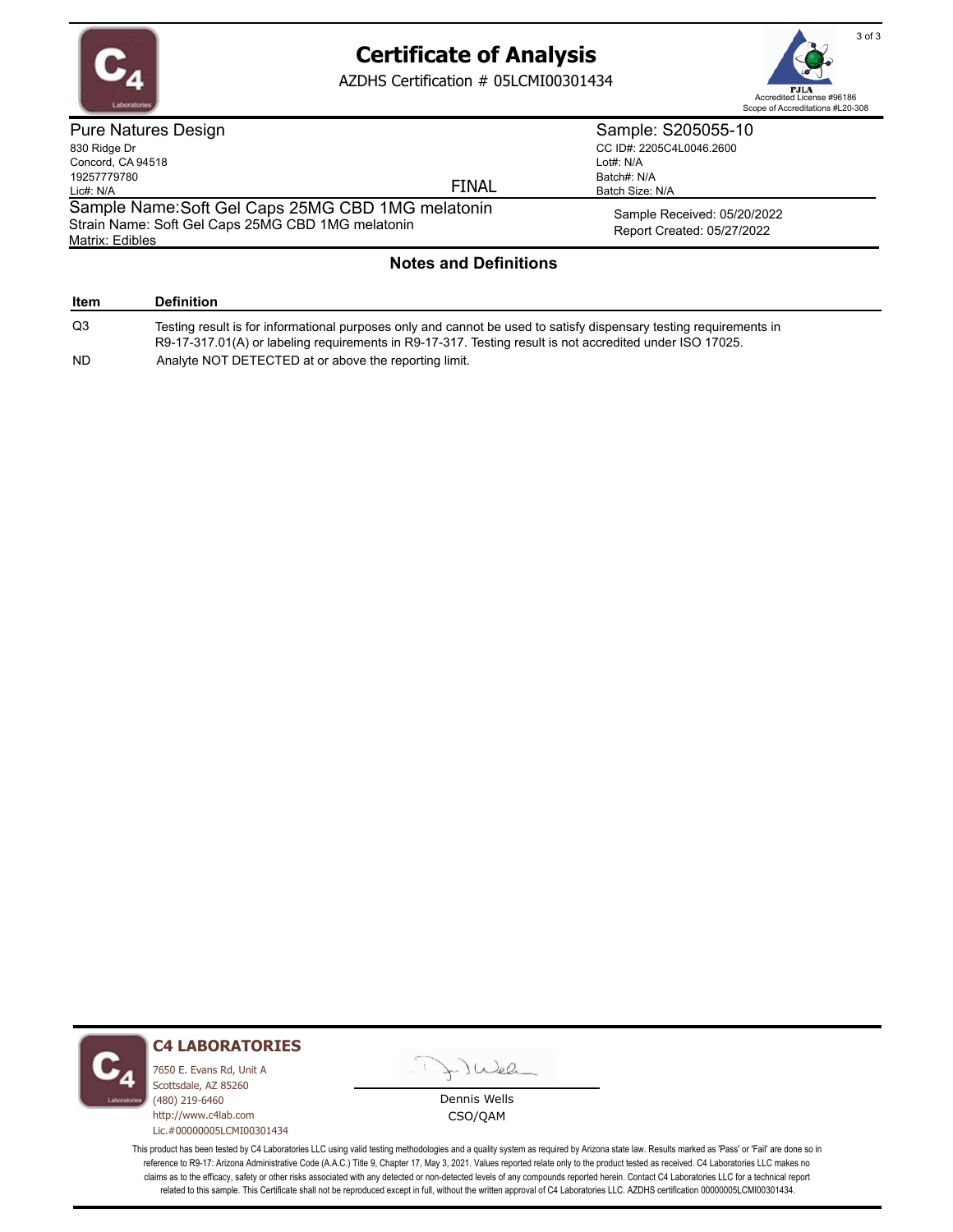# Certificate of Analysis

AZDHS Certification # 05LCMI00301434

Accredited License #96186
Scope of Accreditations #L20-308

Pure Natures Design
830 Ridge Dr
Concord, CA 94518
19257779780
Lic#: N/A

FINAL

Sample: S205055-10
CC ID#: 2205C4L0046.2600
Lot#: N/A
Batch#: N/A
Batch Size: N/A

Sample Name:Soft Gel Caps 25MG CBD 1MG melatonin
Strain Name: Soft Gel Caps 25MG CBD 1MG melatonin
Matrix: Edibles

Sample Received: 05/20/2022
Report Created: 05/27/2022

## Notes and Definitions

| Item | Definition |
|---|---|
| Q3 | Testing result is for informational purposes only and cannot be used to satisfy dispensary testing requirements in R9-17-317.01(A) or labeling requirements in R9-17-317. Testing result is not accredited under ISO 17025. |
| ND | Analyte NOT DETECTED at or above the reporting limit. |

**C4 LABORATORIES**
7650 E. Evans Rd, Unit A
Scottsdale, AZ 85260
(480) 219-6460
http://www.c4lab.com
Lic.#00000005LCMI00301434

Dennis Wells
CSO/QAM

This product has been tested by C4 Laboratories LLC using valid testing methodologies and a quality system as required by Arizona state law. Results marked as 'Pass' or 'Fail' are done so in reference to R9-17: Arizona Administrative Code (A.A.C.) Title 9, Chapter 17, May 3, 2021. Values reported relate only to the product tested as received. C4 Laboratories LLC makes no claims as to the efficacy, safety or other risks associated with any detected or non-detected levels of any compounds reported herein. Contact C4 Laboratories LLC for a technical report related to this sample. This Certificate shall not be reproduced except in full, without the written approval of C4 Laboratories LLC. AZDHS certification 00000005LCMI00301434.